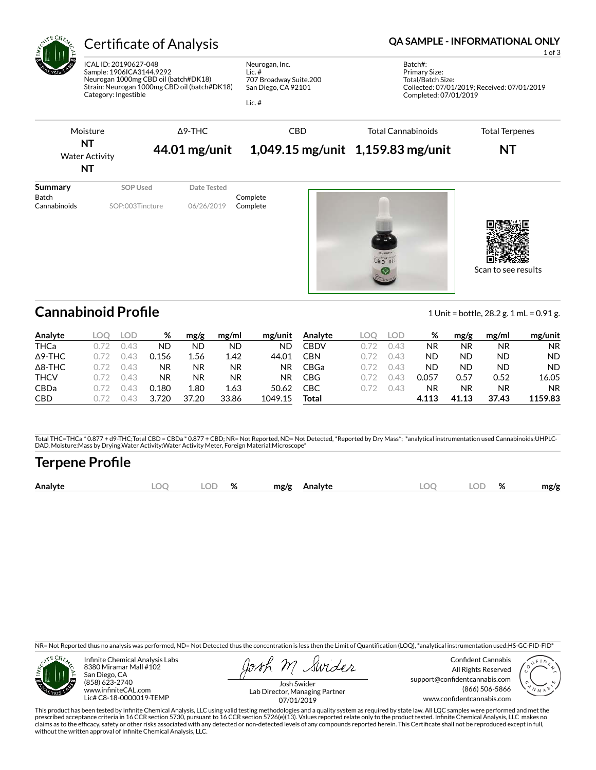# Certificate of Analysis

**QA SAMPLE - INFORMATIONAL ONLY**

ICAL ID: 20190627-048
Sample: 1906ICA3144.9292
Neurogan 1000mg CBD oil (batch#DK18)
Strain: Neurogan 1000mg CBD oil (batch#DK18)
Category: Ingestible

Neurogan, Inc.
Lic. #
707 Broadway Suite.200
San Diego, CA 92101

Lic. #

Batch#:
Primary Size:
Total/Batch Size:
Collected: 07/01/2019; Received: 07/01/2019
Completed: 07/01/2019

| Moisture | Δ9-THC | CBD | Total Cannabinoids | Total Terpenes |
|---|---|---|---|---|
| **NT** | **44.01 mg/unit** | **1,049.15 mg/unit** | **1,159.83 mg/unit** | **NT** |
| Water Activity **NT** | | | | |

| Summary | SOP Used | Date Tested | |
|---|---|---|---|
| Batch | | | Complete |
| Cannabinoids | SOP:003Tincture | 06/26/2019 | Complete |

Scan to see results

## Cannabinoid Profile

1 Unit = bottle, 28.2 g. 1 mL = 0.91 g.

| Analyte | LOQ | LOD | % | mg/g | mg/ml | mg/unit | Analyte | LOQ | LOD | % | mg/g | mg/ml | mg/unit |
|---|---|---|---|---|---|---|---|---|---|---|---|---|---|
| THCa | 0.72 | 0.43 | ND | ND | ND | ND | CBDV | 0.72 | 0.43 | NR | NR | NR | NR |
| Δ9-THC | 0.72 | 0.43 | 0.156 | 1.56 | 1.42 | 44.01 | CBN | 0.72 | 0.43 | ND | ND | ND | ND |
| Δ8-THC | 0.72 | 0.43 | NR | NR | NR | NR | CBGa | 0.72 | 0.43 | ND | ND | ND | ND |
| THCV | 0.72 | 0.43 | NR | NR | NR | NR | CBG | 0.72 | 0.43 | 0.057 | 0.57 | 0.52 | 16.05 |
| CBDa | 0.72 | 0.43 | 0.180 | 1.80 | 1.63 | 50.62 | CBC | 0.72 | 0.43 | NR | NR | NR | NR |
| CBD | 0.72 | 0.43 | 3.720 | 37.20 | 33.86 | 1049.15 | **Total** | | | **4.113** | **41.13** | **37.43** | **1159.83** |

Total THC=THCa * 0.877 + d9-THC;Total CBD = CBDa * 0.877 + CBD; NR= Not Reported, ND= Not Detected, *Reported by Dry Mass*; *analytical instrumentation used Cannabinoids:UHPLC-DAD, Moisture:Mass by Drying,Water Activity:Water Activity Meter, Foreign Material:Microscope*

## Terpene Profile

| Analyte | LOQ | LOD | % | mg/g | Analyte | LOQ | LOD | % | mg/g |
|---|---|---|---|---|---|---|---|---|---|

NR= Not Reported thus no analysis was performed, ND= Not Detected thus the concentration is less then the Limit of Quantification (LOQ), *analytical instrumentation used:HS-GC-FID-FID*

Infinite Chemical Analysis Labs
8380 Miramar Mall #102
San Diego, CA
(858) 623-2740
www.infiniteCAL.com
Lic# C8-18-0000019-TEMP

Josh Swider
Lab Director, Managing Partner
07/01/2019

Confident Cannabis
All Rights Reserved
support@confidentcannabis.com
(866) 506-5866
www.confidentcannabis.com

This product has been tested by Infinite Chemical Analysis, LLC using valid testing methodologies and a quality system as required by state law. All LQC samples were performed and met the prescribed acceptance criteria in 16 CCR section 5730, pursuant to 16 CCR section 5726(e)(13). Values reported relate only to the product tested. Infinite Chemical Analysis, LLC makes no claims as to the efficacy, safety or other risks associated with any detected or non-detected levels of any compounds reported herein. This Certificate shall not be reproduced except in full, without the written approval of Infinite Chemical Analysis, LLC.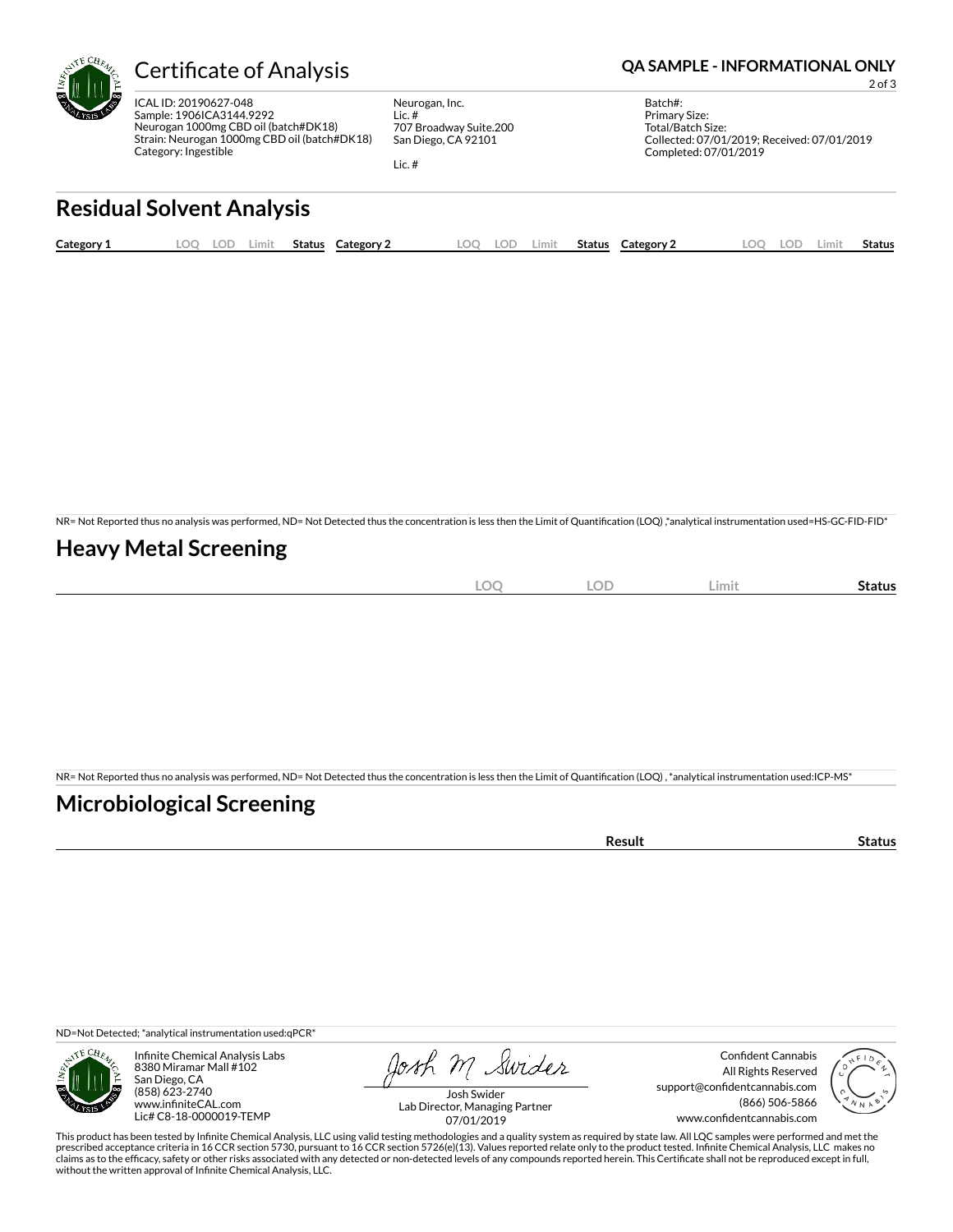# Certificate of Analysis

**QA SAMPLE - INFORMATIONAL ONLY**

ICAL ID: 20190627-048
Sample: 1906ICA3144.9292
Neurogan 1000mg CBD oil (batch#DK18)
Strain: Neurogan 1000mg CBD oil (batch#DK18)
Category: Ingestible

Neurogan, Inc.
Lic. #
707 Broadway Suite.200
San Diego, CA 92101

Lic. #

Batch#:
Primary Size:
Total/Batch Size:
Collected: 07/01/2019; Received: 07/01/2019
Completed: 07/01/2019

## Residual Solvent Analysis

| Category 1 | LOQ | LOD | Limit | Status | Category 2 | LOQ | LOD | Limit | Status | Category 2 | LOQ | LOD | Limit | Status |
|---|---|---|---|---|---|---|---|---|---|---|---|---|---|---|

NR= Not Reported thus no analysis was performed, ND= Not Detected thus the concentration is less then the Limit of Quantification (LOQ) ,*analytical instrumentation used=HS-GC-FID-FID*

## Heavy Metal Screening

| | LOQ | LOD | Limit | Status |
|---|---|---|---|---|

NR= Not Reported thus no analysis was performed, ND= Not Detected thus the concentration is less then the Limit of Quantification (LOQ) , *analytical instrumentation used:ICP-MS*

## Microbiological Screening

| | Result | Status |
|---|---|---|

ND=Not Detected; *analytical instrumentation used:qPCR*

Infinite Chemical Analysis Labs
8380 Miramar Mall #102
San Diego, CA
(858) 623-2740
www.infiniteCAL.com
Lic# C8-18-0000019-TEMP

Josh Swider
Lab Director, Managing Partner
07/01/2019

Confident Cannabis
All Rights Reserved
support@confidentcannabis.com
(866) 506-5866
www.confidentcannabis.com

This product has been tested by Infinite Chemical Analysis, LLC using valid testing methodologies and a quality system as required by state law. All LQC samples were performed and met the prescribed acceptance criteria in 16 CCR section 5730, pursuant to 16 CCR section 5726(e)(13). Values reported relate only to the product tested. Infinite Chemical Analysis, LLC makes no claims as to the efficacy, safety or other risks associated with any detected or non-detected levels of any compounds reported herein. This Certificate shall not be reproduced except in full, without the written approval of Infinite Chemical Analysis, LLC.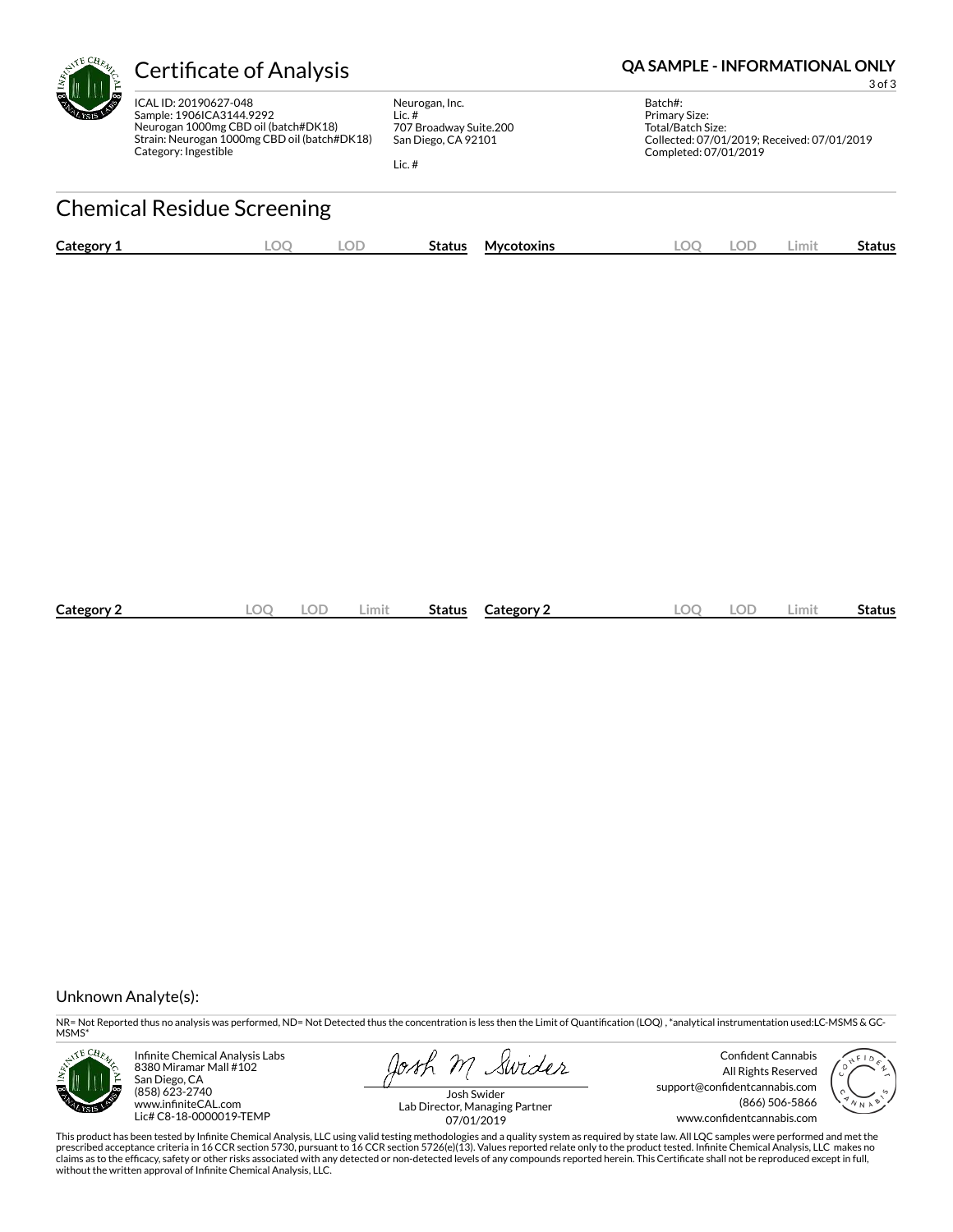# Certificate of Analysis

**QA SAMPLE - INFORMATIONAL ONLY**

ICAL ID: 20190627-048
Sample: 1906ICA3144.9292
Neurogan 1000mg CBD oil (batch#DK18)
Strain: Neurogan 1000mg CBD oil (batch#DK18)
Category: Ingestible

Neurogan, Inc.
Lic. #
707 Broadway Suite.200
San Diego, CA 92101

Lic. #

Batch#:
Primary Size:
Total/Batch Size:
Collected: 07/01/2019; Received: 07/01/2019
Completed: 07/01/2019

## Chemical Residue Screening

| Category 1 | LOQ | LOD | Status |
|---|---|---|---|

| Mycotoxins | LOQ | LOD | Limit | Status |
|---|---|---|---|---|

| Category 2 | LOQ | LOD | Limit | Status |
|---|---|---|---|---|

| Category 2 | LOQ | LOD | Limit | Status |
|---|---|---|---|---|

Unknown Analyte(s):

NR= Not Reported thus no analysis was performed, ND= Not Detected thus the concentration is less then the Limit of Quantification (LOQ) , *analytical instrumentation used:LC-MSMS & GC-MSMS*

Infinite Chemical Analysis Labs
8380 Miramar Mall #102
San Diego, CA
(858) 623-2740
www.infiniteCAL.com
Lic# C8-18-0000019-TEMP

Josh M Swider
Josh Swider
Lab Director, Managing Partner
07/01/2019

Confident Cannabis
All Rights Reserved
support@confidentcannabis.com
(866) 506-5866
www.confidentcannabis.com

This product has been tested by Infinite Chemical Analysis, LLC using valid testing methodologies and a quality system as required by state law. All LQC samples were performed and met the prescribed acceptance criteria in 16 CCR section 5730, pursuant to 16 CCR section 5726(e)(13). Values reported relate only to the product tested. Infinite Chemical Analysis, LLC makes no claims as to the efficacy, safety or other risks associated with any detected or non-detected levels of any compounds reported herein. This Certificate shall not be reproduced except in full, without the written approval of Infinite Chemical Analysis, LLC.